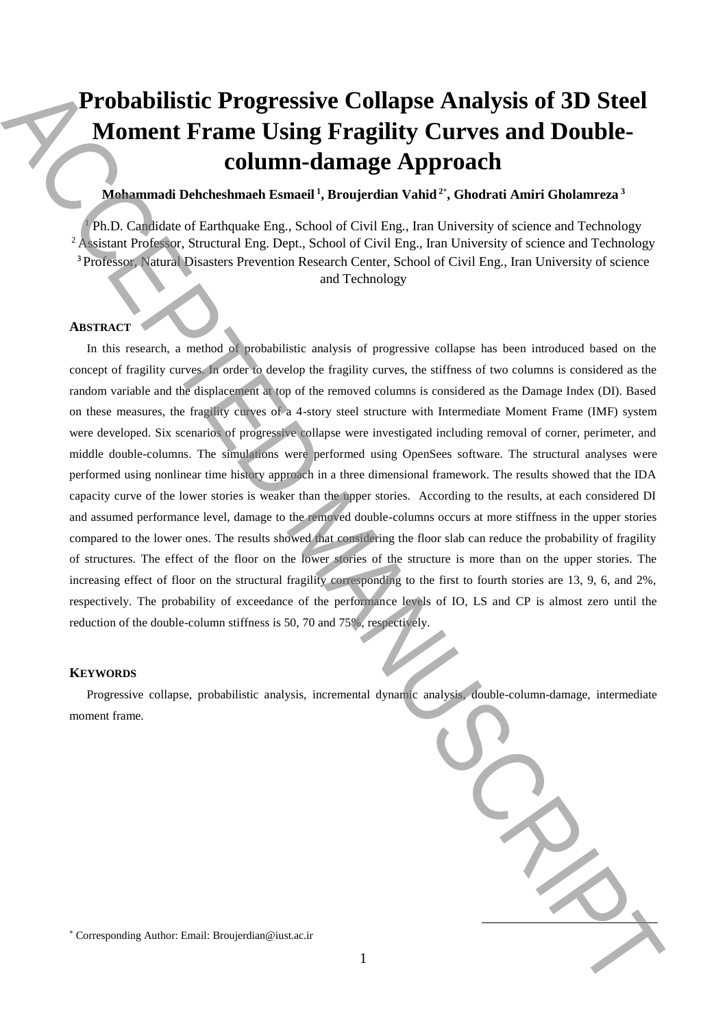# Probabilistic Progressive Collapse Analysis of 3D Steel Moment Frame Using Fragility Curves and Double-column-damage Approach

**Mohammadi Dehcheshmaeh Esmaeil [1], Broujerdian Vahid [2*], Ghodrati Amiri Gholamreza [3]**

[1] Ph.D. Candidate of Earthquake Eng., School of Civil Eng., Iran University of science and Technology
[2] Assistant Professor, Structural Eng. Dept., School of Civil Eng., Iran University of science and Technology
[3] Professor, Natural Disasters Prevention Research Center, School of Civil Eng., Iran University of science and Technology

## ABSTRACT

In this research, a method of probabilistic analysis of progressive collapse has been introduced based on the concept of fragility curves. In order to develop the fragility curves, the stiffness of two columns is considered as the random variable and the displacement at top of the removed columns is considered as the Damage Index (DI). Based on these measures, the fragility curves of a 4-story steel structure with Intermediate Moment Frame (IMF) system were developed. Six scenarios of progressive collapse were investigated including removal of corner, perimeter, and middle double-columns. The simulations were performed using OpenSees software. The structural analyses were performed using nonlinear time history approach in a three dimensional framework. The results showed that the IDA capacity curve of the lower stories is weaker than the upper stories. According to the results, at each considered DI and assumed performance level, damage to the removed double-columns occurs at more stiffness in the upper stories compared to the lower ones. The results showed that considering the floor slab can reduce the probability of fragility of structures. The effect of the floor on the lower stories of the structure is more than on the upper stories. The increasing effect of floor on the structural fragility corresponding to the first to fourth stories are 13, 9, 6, and 2%, respectively. The probability of exceedance of the performance levels of IO, LS and CP is almost zero until the reduction of the double-column stiffness is 50, 70 and 75%, respectively.

## KEYWORDS

Progressive collapse, probabilistic analysis, incremental dynamic analysis, double-column-damage, intermediate moment frame.

* Corresponding Author: Email: Broujerdian@iust.ac.ir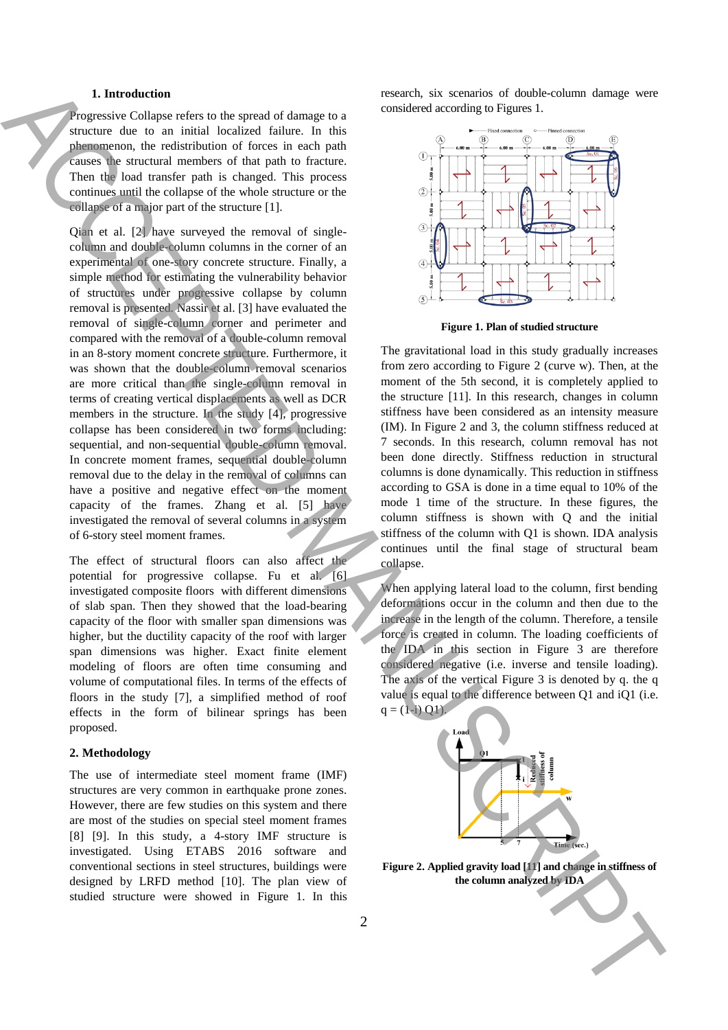## 1. Introduction

Progressive Collapse refers to the spread of damage to a structure due to an initial localized failure. In this phenomenon, the redistribution of forces in each path causes the structural members of that path to fracture. Then the load transfer path is changed. This process continues until the collapse of the whole structure or the collapse of a major part of the structure [1].

Qian et al. [2] have surveyed the removal of single-column and double-column columns in the corner of an experimental of one-story concrete structure. Finally, a simple method for estimating the vulnerability behavior of structures under progressive collapse by column removal is presented. Nassir et al. [3] have evaluated the removal of single-column corner and perimeter and compared with the removal of a double-column removal in an 8-story moment concrete structure. Furthermore, it was shown that the double-column removal scenarios are more critical than the single-column removal in terms of creating vertical displacements as well as DCR members in the structure. In the study [4], progressive collapse has been considered in two forms including: sequential, and non-sequential double-column removal. In concrete moment frames, sequential double-column removal due to the delay in the removal of columns can have a positive and negative effect on the moment capacity of the frames. Zhang et al. [5] have investigated the removal of several columns in a system of 6-story steel moment frames.

The effect of structural floors can also affect the potential for progressive collapse. Fu et al. [6] investigated composite floors with different dimensions of slab span. Then they showed that the load-bearing capacity of the floor with smaller span dimensions was higher, but the ductility capacity of the roof with larger span dimensions was higher. Exact finite element modeling of floors are often time consuming and volume of computational files. In terms of the effects of floors in the study [7], a simplified method of roof effects in the form of bilinear springs has been proposed.

## 2. Methodology

The use of intermediate steel moment frame (IMF) structures are very common in earthquake prone zones. However, there are few studies on this system and there are most of the studies on special steel moment frames [8] [9]. In this study, a 4-story IMF structure is investigated. Using ETABS 2016 software and conventional sections in steel structures, buildings were designed by LRFD method [10]. The plan view of studied structure were showed in Figure 1. In this research, six scenarios of double-column damage were considered according to Figures 1.

**Figure 1. Plan of studied structure**

The gravitational load in this study gradually increases from zero according to Figure 2 (curve w). Then, at the moment of the 5th second, it is completely applied to the structure [11]. In this research, changes in column stiffness have been considered as an intensity measure (IM). In Figure 2 and 3, the column stiffness reduced at 7 seconds. In this research, column removal has not been done directly. Stiffness reduction in structural columns is done dynamically. This reduction in stiffness according to GSA is done in a time equal to 10% of the mode 1 time of the structure. In these figures, the column stiffness is shown with Q and the initial stiffness of the column with Q1 is shown. IDA analysis continues until the final stage of structural beam collapse.

When applying lateral load to the column, first bending deformations occur in the column and then due to the increase in the length of the column. Therefore, a tensile force is created in column. The loading coefficients of the IDA in this section in Figure 3 are therefore considered negative (i.e. inverse and tensile loading). The axis of the vertical Figure 3 is denoted by q. the q value is equal to the difference between Q1 and iQ1 (i.e. $q = (1\text{-}i)\ Q1$).

**Figure 2. Applied gravity load [11] and change in stiffness of the column analyzed by IDA**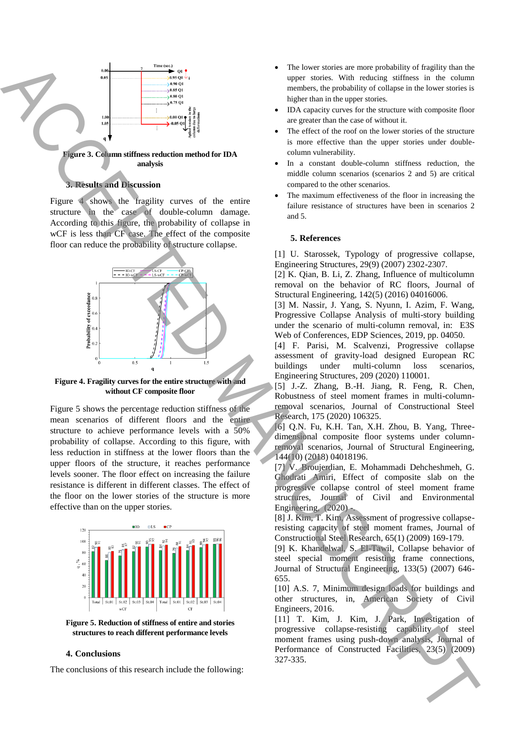Time (sec.)

0.00
0.05
7
Q1
0.95 Q1
0.90 Q1
0.85 Q1
0.80 Q1
0.75 Q1
1.00
1.05
0.00 Q1
-0.05 Q1
Aplied tension in the column due to large deformations
q

Figure 3. Column stiffness reduction method for IDA analysis

## 3. Results and Discussion

Figure 4 shows the fragility curves of the entire structure in the case of double-column damage. According to this figure, the probability of collapse in wCF is less than CF case. The effect of the composite floor can reduce the probability of structure collapse.

IO-CF
IO-wCF
LS-CF
LS-wCF
CP-CF
CP-wCF
Probability of exceedance
q
0
0.2
0.4
0.6
0.8
1
0
0.5
1
1.5

Figure 4. Fragility curves for the entire structure with and without CF composite floor

Figure 5 shows the percentage reduction stiffness of the mean scenarios of different floors and the entire structure to achieve performance levels with a 50% probability of collapse. According to this figure, with less reduction in stiffness at the lower floors than the upper floors of the structure, it reaches performance levels sooner. The floor effect on increasing the failure resistance is different in different classes. The effect of the floor on the lower stories of the structure is more effective than on the upper stories.

IO
LS
CP
q, %
0
20
40
60
80
100
120
Total
St.01
St.02
St.03
St.04
Total
St.01
St.02
St.03
St.04
wCF
CF

Figure 5. Reduction of stiffness of entire and stories structures to reach different performance levels

## 4. Conclusions

The conclusions of this research include the following:

- The lower stories are more probability of fragility than the upper stories. With reducing stiffness in the column members, the probability of collapse in the lower stories is higher than in the upper stories.
- IDA capacity curves for the structure with composite floor are greater than the case of without it.
- The effect of the roof on the lower stories of the structure is more effective than the upper stories under double-column vulnerability.
- In a constant double-column stiffness reduction, the middle column scenarios (scenarios 2 and 5) are critical compared to the other scenarios.
- The maximum effectiveness of the floor in increasing the failure resistance of structures have been in scenarios 2 and 5.

## 5. References

[1] U. Starossek, Typology of progressive collapse, Engineering Structures, 29(9) (2007) 2302-2307.

[2] K. Qian, B. Li, Z. Zhang, Influence of multicolumn removal on the behavior of RC floors, Journal of Structural Engineering, 142(5) (2016) 04016006.

[3] M. Nassir, J. Yang, S. Nyunn, I. Azim, F. Wang, Progressive Collapse Analysis of multi-story building under the scenario of multi-column removal, in: E3S Web of Conferences, EDP Sciences, 2019, pp. 04050.

[4] F. Parisi, M. Scalvenzi, Progressive collapse assessment of gravity-load designed European RC buildings under multi-column loss scenarios, Engineering Structures, 209 (2020) 110001.

[5] J.-Z. Zhang, B.-H. Jiang, R. Feng, R. Chen, Robustness of steel moment frames in multi-column-removal scenarios, Journal of Constructional Steel Research, 175 (2020) 106325.

[6] Q.N. Fu, K.H. Tan, X.H. Zhou, B. Yang, Three-dimensional composite floor systems under column-removal scenarios, Journal of Structural Engineering, 144(10) (2018) 04018196.

[7] V. Broujerdian, E. Mohammadi Dehcheshmeh, G. Ghodrati Amiri, Effect of composite slab on the progressive collapse control of steel moment frame structures, Journal of Civil and Environmental Engineering, (2020) -.

[8] J. Kim, T. Kim, Assessment of progressive collapse-resisting capacity of steel moment frames, Journal of Constructional Steel Research, 65(1) (2009) 169-179.

[9] K. Khandelwal, S. El-Tawil, Collapse behavior of steel special moment resisting frame connections, Journal of Structural Engineering, 133(5) (2007) 646-655.

[10] A.S. 7, Minimum design loads for buildings and other structures, in, American Society of Civil Engineers, 2016.

[11] T. Kim, J. Kim, J. Park, Investigation of progressive collapse-resisting capability of steel moment frames using push-down analysis, Journal of Performance of Constructed Facilities, 23(5) (2009) 327-335.